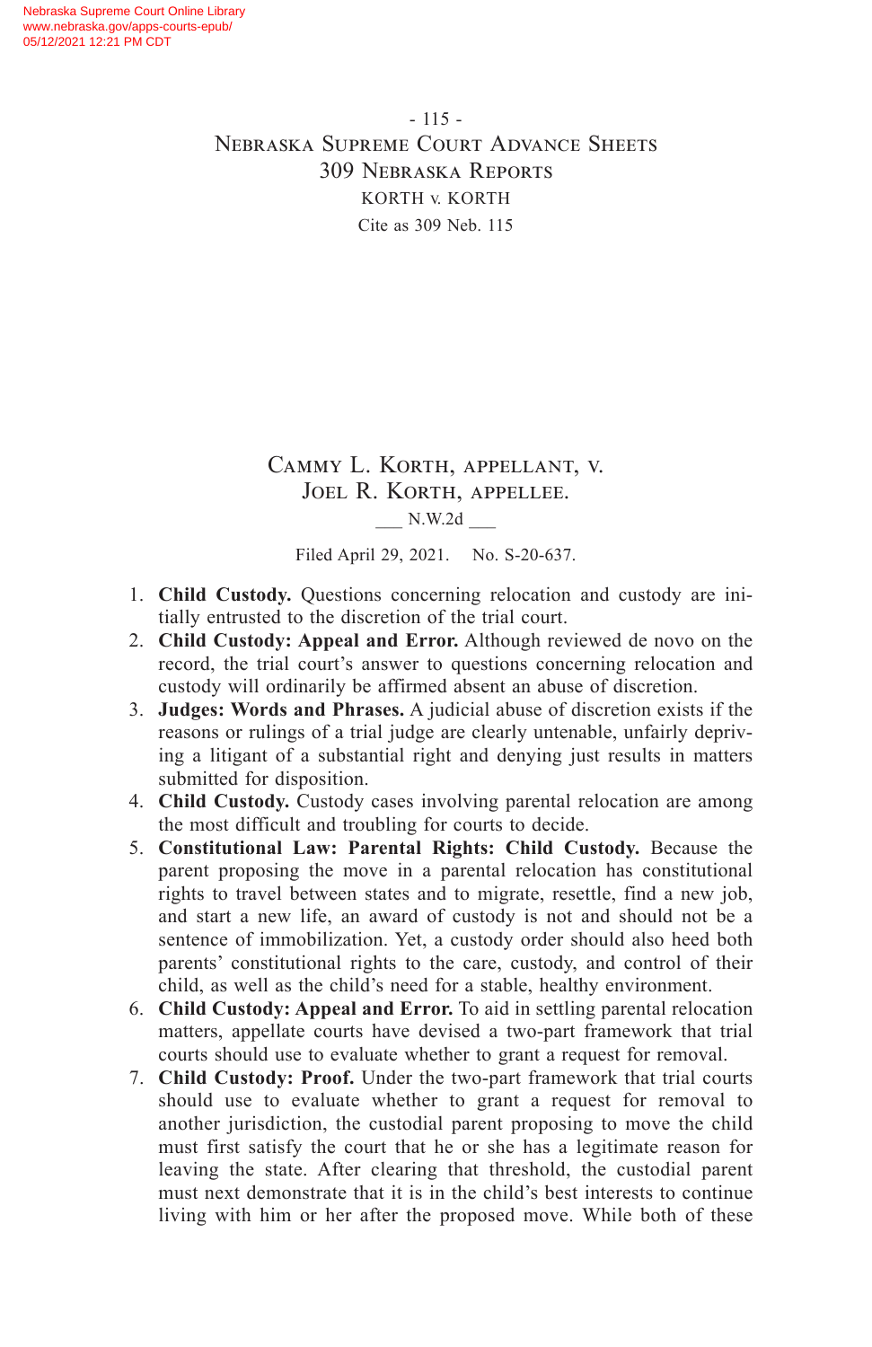Cammy L. Korth, appellant, v.
Joel R. Korth, appellee.

___ N.W.2d ___

Filed April 29, 2021. No. S-20-637.

1. **Child Custody.** Questions concerning relocation and custody are initially entrusted to the discretion of the trial court.
2. **Child Custody: Appeal and Error.** Although reviewed de novo on the record, the trial court's answer to questions concerning relocation and custody will ordinarily be affirmed absent an abuse of discretion.
3. **Judges: Words and Phrases.** A judicial abuse of discretion exists if the reasons or rulings of a trial judge are clearly untenable, unfairly depriving a litigant of a substantial right and denying just results in matters submitted for disposition.
4. **Child Custody.** Custody cases involving parental relocation are among the most difficult and troubling for courts to decide.
5. **Constitutional Law: Parental Rights: Child Custody.** Because the parent proposing the move in a parental relocation has constitutional rights to travel between states and to migrate, resettle, find a new job, and start a new life, an award of custody is not and should not be a sentence of immobilization. Yet, a custody order should also heed both parents' constitutional rights to the care, custody, and control of their child, as well as the child's need for a stable, healthy environment.
6. **Child Custody: Appeal and Error.** To aid in settling parental relocation matters, appellate courts have devised a two-part framework that trial courts should use to evaluate whether to grant a request for removal.
7. **Child Custody: Proof.** Under the two-part framework that trial courts should use to evaluate whether to grant a request for removal to another jurisdiction, the custodial parent proposing to move the child must first satisfy the court that he or she has a legitimate reason for leaving the state. After clearing that threshold, the custodial parent must next demonstrate that it is in the child's best interests to continue living with him or her after the proposed move. While both of these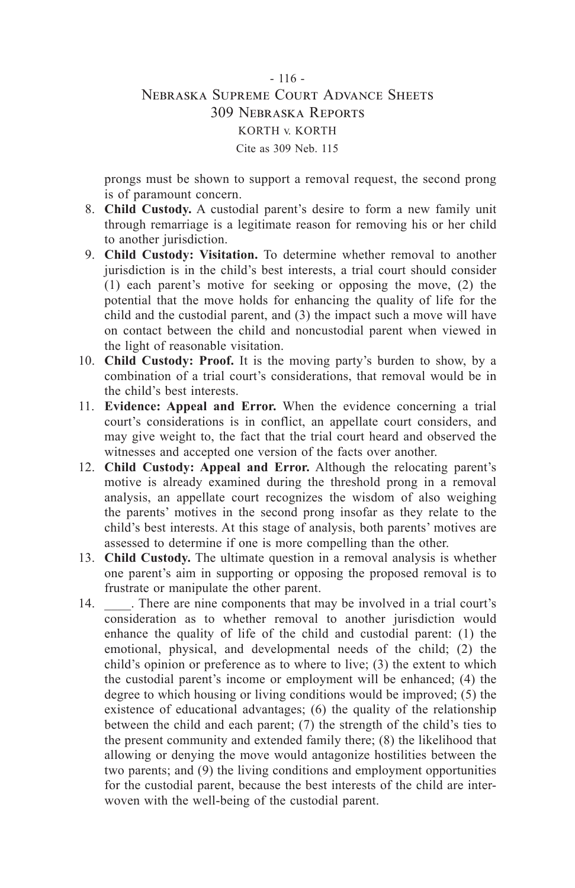prongs must be shown to support a removal request, the second prong is of paramount concern.

8. **Child Custody.** A custodial parent's desire to form a new family unit through remarriage is a legitimate reason for removing his or her child to another jurisdiction.
9. **Child Custody: Visitation.** To determine whether removal to another jurisdiction is in the child's best interests, a trial court should consider (1) each parent's motive for seeking or opposing the move, (2) the potential that the move holds for enhancing the quality of life for the child and the custodial parent, and (3) the impact such a move will have on contact between the child and noncustodial parent when viewed in the light of reasonable visitation.
10. **Child Custody: Proof.** It is the moving party's burden to show, by a combination of a trial court's considerations, that removal would be in the child's best interests.
11. **Evidence: Appeal and Error.** When the evidence concerning a trial court's considerations is in conflict, an appellate court considers, and may give weight to, the fact that the trial court heard and observed the witnesses and accepted one version of the facts over another.
12. **Child Custody: Appeal and Error.** Although the relocating parent's motive is already examined during the threshold prong in a removal analysis, an appellate court recognizes the wisdom of also weighing the parents' motives in the second prong insofar as they relate to the child's best interests. At this stage of analysis, both parents' motives are assessed to determine if one is more compelling than the other.
13. **Child Custody.** The ultimate question in a removal analysis is whether one parent's aim in supporting or opposing the proposed removal is to frustrate or manipulate the other parent.
14. \_\_\_\_. There are nine components that may be involved in a trial court's consideration as to whether removal to another jurisdiction would enhance the quality of life of the child and custodial parent: (1) the emotional, physical, and developmental needs of the child; (2) the child's opinion or preference as to where to live; (3) the extent to which the custodial parent's income or employment will be enhanced; (4) the degree to which housing or living conditions would be improved; (5) the existence of educational advantages; (6) the quality of the relationship between the child and each parent; (7) the strength of the child's ties to the present community and extended family there; (8) the likelihood that allowing or denying the move would antagonize hostilities between the two parents; and (9) the living conditions and employment opportunities for the custodial parent, because the best interests of the child are interwoven with the well-being of the custodial parent.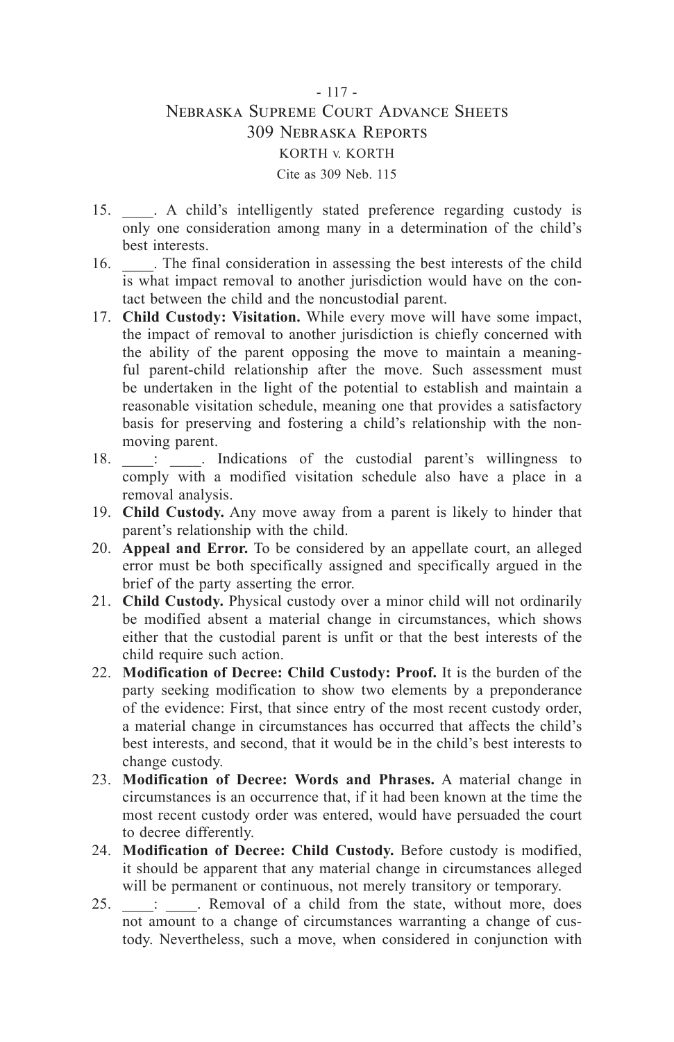15. \_\_\_\_. A child's intelligently stated preference regarding custody is only one consideration among many in a determination of the child's best interests.
16. \_\_\_\_. The final consideration in assessing the best interests of the child is what impact removal to another jurisdiction would have on the contact between the child and the noncustodial parent.
17. **Child Custody: Visitation.** While every move will have some impact, the impact of removal to another jurisdiction is chiefly concerned with the ability of the parent opposing the move to maintain a meaningful parent-child relationship after the move. Such assessment must be undertaken in the light of the potential to establish and maintain a reasonable visitation schedule, meaning one that provides a satisfactory basis for preserving and fostering a child's relationship with the nonmoving parent.
18. \_\_\_\_: \_\_\_\_. Indications of the custodial parent's willingness to comply with a modified visitation schedule also have a place in a removal analysis.
19. **Child Custody.** Any move away from a parent is likely to hinder that parent's relationship with the child.
20. **Appeal and Error.** To be considered by an appellate court, an alleged error must be both specifically assigned and specifically argued in the brief of the party asserting the error.
21. **Child Custody.** Physical custody over a minor child will not ordinarily be modified absent a material change in circumstances, which shows either that the custodial parent is unfit or that the best interests of the child require such action.
22. **Modification of Decree: Child Custody: Proof.** It is the burden of the party seeking modification to show two elements by a preponderance of the evidence: First, that since entry of the most recent custody order, a material change in circumstances has occurred that affects the child's best interests, and second, that it would be in the child's best interests to change custody.
23. **Modification of Decree: Words and Phrases.** A material change in circumstances is an occurrence that, if it had been known at the time the most recent custody order was entered, would have persuaded the court to decree differently.
24. **Modification of Decree: Child Custody.** Before custody is modified, it should be apparent that any material change in circumstances alleged will be permanent or continuous, not merely transitory or temporary.
25. \_\_\_\_: \_\_\_\_. Removal of a child from the state, without more, does not amount to a change of circumstances warranting a change of custody. Nevertheless, such a move, when considered in conjunction with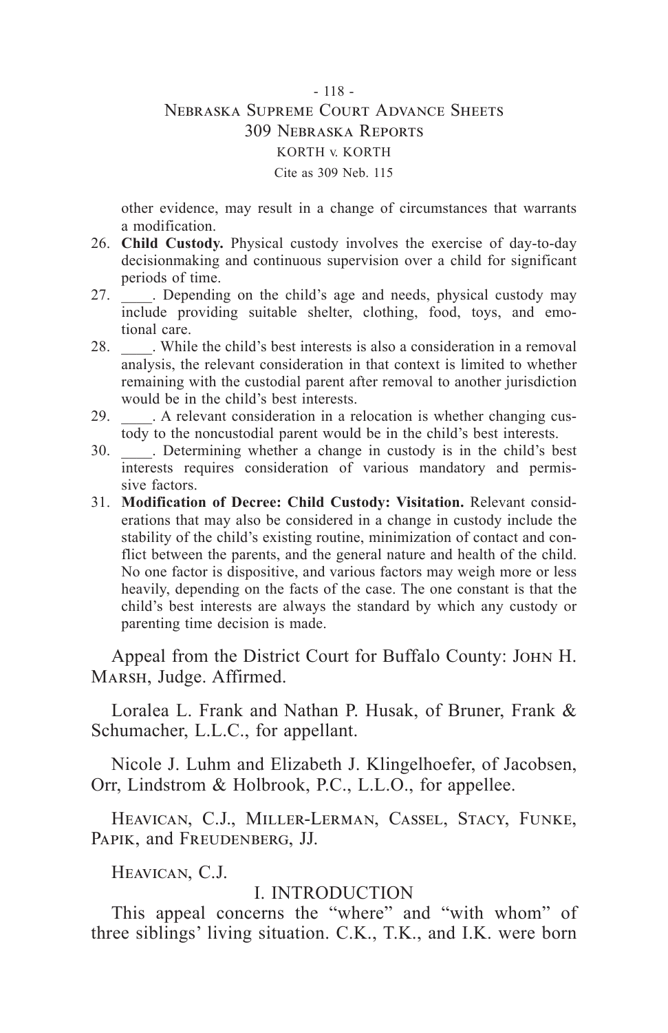other evidence, may result in a change of circumstances that warrants a modification.

26. **Child Custody.** Physical custody involves the exercise of day-to-day decisionmaking and continuous supervision over a child for significant periods of time.
27. ____. Depending on the child's age and needs, physical custody may include providing suitable shelter, clothing, food, toys, and emotional care.
28. ____. While the child's best interests is also a consideration in a removal analysis, the relevant consideration in that context is limited to whether remaining with the custodial parent after removal to another jurisdiction would be in the child's best interests.
29. ____. A relevant consideration in a relocation is whether changing custody to the noncustodial parent would be in the child's best interests.
30. ____. Determining whether a change in custody is in the child's best interests requires consideration of various mandatory and permissive factors.
31. **Modification of Decree: Child Custody: Visitation.** Relevant considerations that may also be considered in a change in custody include the stability of the child's existing routine, minimization of contact and conflict between the parents, and the general nature and health of the child. No one factor is dispositive, and various factors may weigh more or less heavily, depending on the facts of the case. The one constant is that the child's best interests are always the standard by which any custody or parenting time decision is made.

Appeal from the District Court for Buffalo County: John H. Marsh, Judge. Affirmed.

Loralea L. Frank and Nathan P. Husak, of Bruner, Frank & Schumacher, L.L.C., for appellant.

Nicole J. Luhm and Elizabeth J. Klingelhoefer, of Jacobsen, Orr, Lindstrom & Holbrook, P.C., L.L.O., for appellee.

Heavican, C.J., Miller-Lerman, Cassel, Stacy, Funke, Papik, and Freudenberg, JJ.

Heavican, C.J.

## I. INTRODUCTION

This appeal concerns the "where" and "with whom" of three siblings' living situation. C.K., T.K., and I.K. were born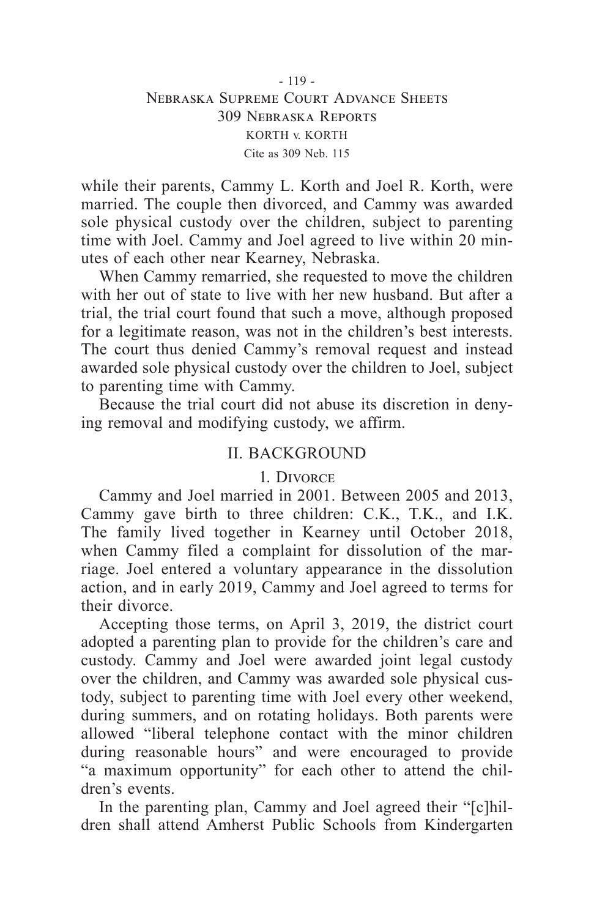while their parents, Cammy L. Korth and Joel R. Korth, were married. The couple then divorced, and Cammy was awarded sole physical custody over the children, subject to parenting time with Joel. Cammy and Joel agreed to live within 20 minutes of each other near Kearney, Nebraska.

When Cammy remarried, she requested to move the children with her out of state to live with her new husband. But after a trial, the trial court found that such a move, although proposed for a legitimate reason, was not in the children's best interests. The court thus denied Cammy's removal request and instead awarded sole physical custody over the children to Joel, subject to parenting time with Cammy.

Because the trial court did not abuse its discretion in denying removal and modifying custody, we affirm.

## II. BACKGROUND

### 1. Divorce

Cammy and Joel married in 2001. Between 2005 and 2013, Cammy gave birth to three children: C.K., T.K., and I.K. The family lived together in Kearney until October 2018, when Cammy filed a complaint for dissolution of the marriage. Joel entered a voluntary appearance in the dissolution action, and in early 2019, Cammy and Joel agreed to terms for their divorce.

Accepting those terms, on April 3, 2019, the district court adopted a parenting plan to provide for the children's care and custody. Cammy and Joel were awarded joint legal custody over the children, and Cammy was awarded sole physical custody, subject to parenting time with Joel every other weekend, during summers, and on rotating holidays. Both parents were allowed "liberal telephone contact with the minor children during reasonable hours" and were encouraged to provide "a maximum opportunity" for each other to attend the children's events.

In the parenting plan, Cammy and Joel agreed their "[c]hildren shall attend Amherst Public Schools from Kindergarten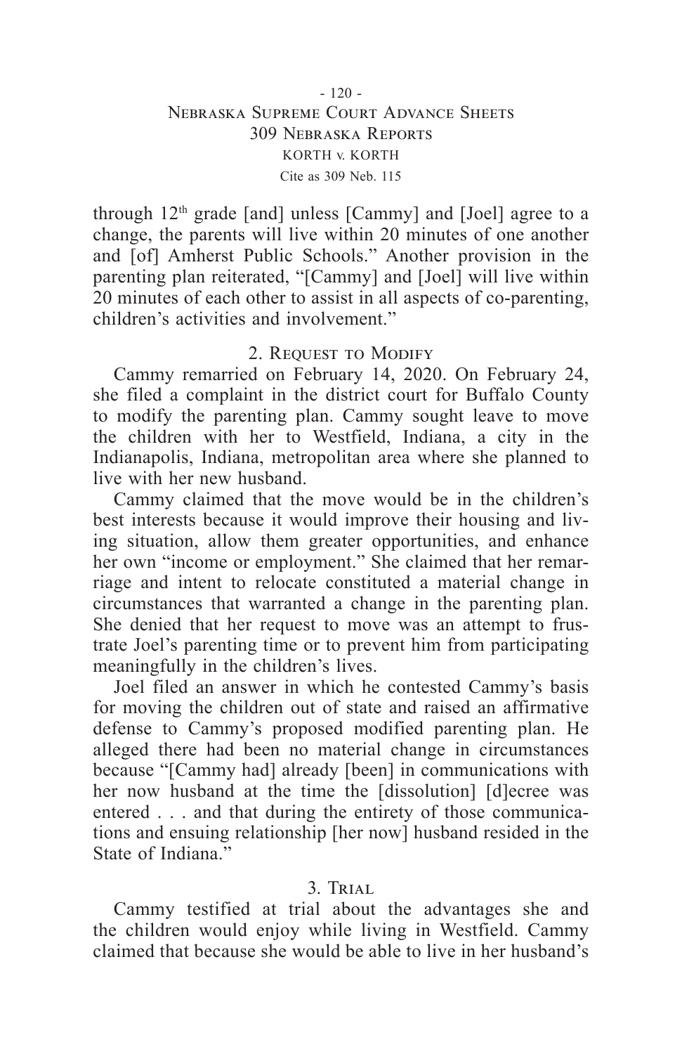through 12th grade [and] unless [Cammy] and [Joel] agree to a change, the parents will live within 20 minutes of one another and [of] Amherst Public Schools." Another provision in the parenting plan reiterated, "[Cammy] and [Joel] will live within 20 minutes of each other to assist in all aspects of co-parenting, children's activities and involvement."

### 2. Request to Modify

Cammy remarried on February 14, 2020. On February 24, she filed a complaint in the district court for Buffalo County to modify the parenting plan. Cammy sought leave to move the children with her to Westfield, Indiana, a city in the Indianapolis, Indiana, metropolitan area where she planned to live with her new husband.

Cammy claimed that the move would be in the children's best interests because it would improve their housing and living situation, allow them greater opportunities, and enhance her own "income or employment." She claimed that her remarriage and intent to relocate constituted a material change in circumstances that warranted a change in the parenting plan. She denied that her request to move was an attempt to frustrate Joel's parenting time or to prevent him from participating meaningfully in the children's lives.

Joel filed an answer in which he contested Cammy's basis for moving the children out of state and raised an affirmative defense to Cammy's proposed modified parenting plan. He alleged there had been no material change in circumstances because "[Cammy had] already [been] in communications with her now husband at the time the [dissolution] [d]ecree was entered . . . and that during the entirety of those communications and ensuing relationship [her now] husband resided in the State of Indiana."

### 3. Trial

Cammy testified at trial about the advantages she and the children would enjoy while living in Westfield. Cammy claimed that because she would be able to live in her husband's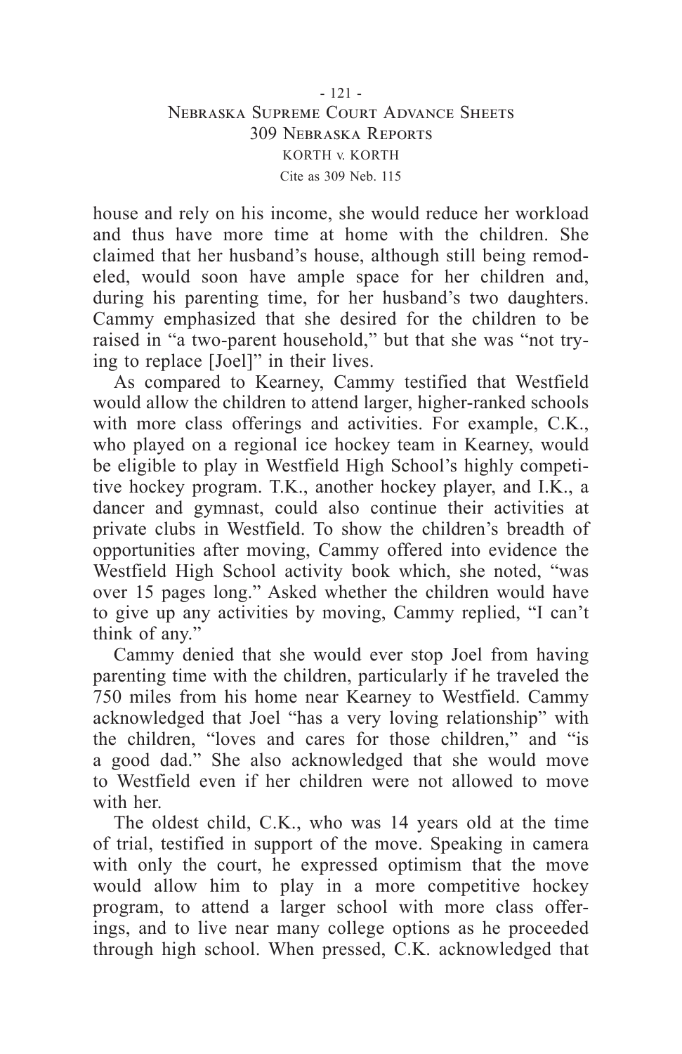house and rely on his income, she would reduce her workload and thus have more time at home with the children. She claimed that her husband's house, although still being remodeled, would soon have ample space for her children and, during his parenting time, for her husband's two daughters. Cammy emphasized that she desired for the children to be raised in "a two-parent household," but that she was "not trying to replace [Joel]" in their lives.

As compared to Kearney, Cammy testified that Westfield would allow the children to attend larger, higher-ranked schools with more class offerings and activities. For example, C.K., who played on a regional ice hockey team in Kearney, would be eligible to play in Westfield High School's highly competitive hockey program. T.K., another hockey player, and I.K., a dancer and gymnast, could also continue their activities at private clubs in Westfield. To show the children's breadth of opportunities after moving, Cammy offered into evidence the Westfield High School activity book which, she noted, "was over 15 pages long." Asked whether the children would have to give up any activities by moving, Cammy replied, "I can't think of any."

Cammy denied that she would ever stop Joel from having parenting time with the children, particularly if he traveled the 750 miles from his home near Kearney to Westfield. Cammy acknowledged that Joel "has a very loving relationship" with the children, "loves and cares for those children," and "is a good dad." She also acknowledged that she would move to Westfield even if her children were not allowed to move with her.

The oldest child, C.K., who was 14 years old at the time of trial, testified in support of the move. Speaking in camera with only the court, he expressed optimism that the move would allow him to play in a more competitive hockey program, to attend a larger school with more class offerings, and to live near many college options as he proceeded through high school. When pressed, C.K. acknowledged that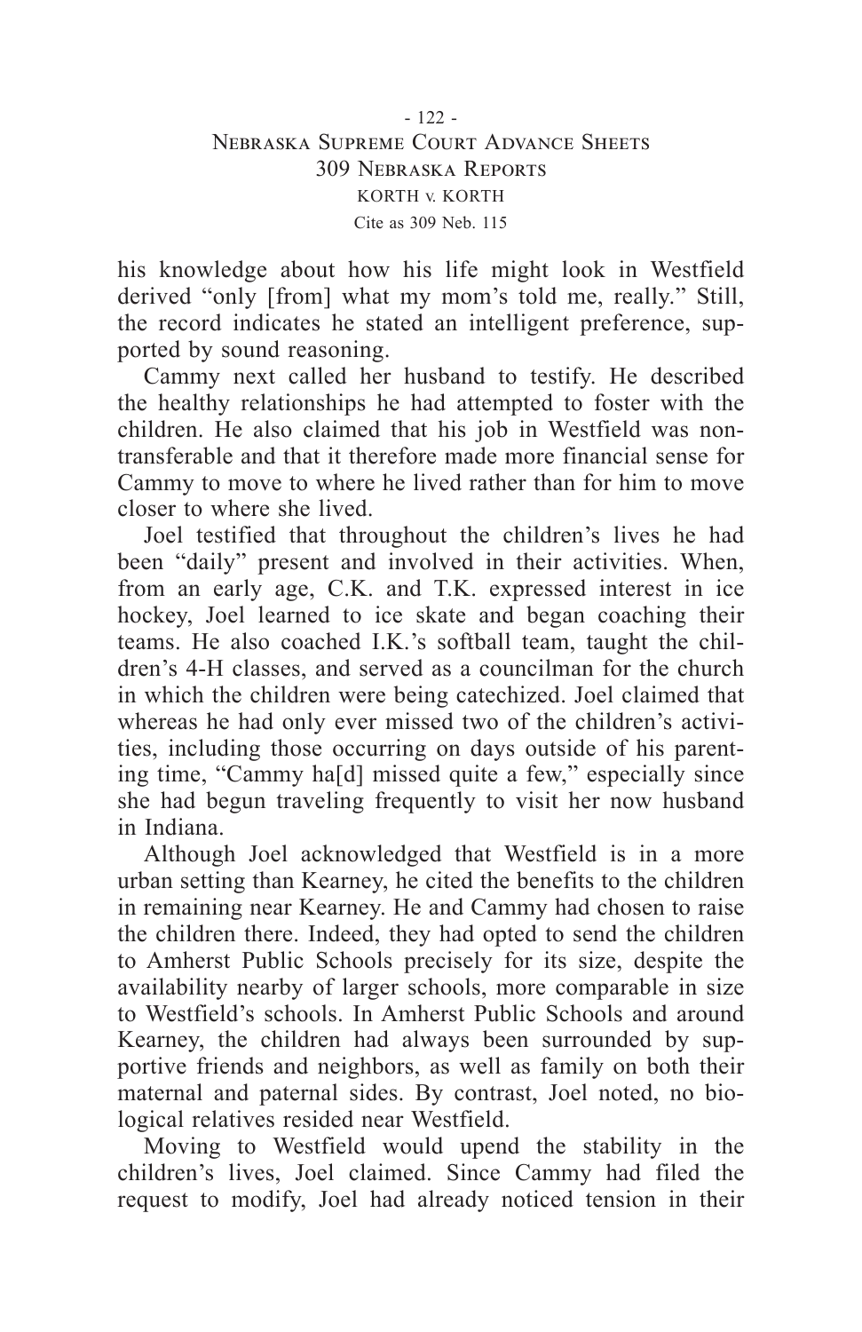his knowledge about how his life might look in Westfield derived "only [from] what my mom's told me, really." Still, the record indicates he stated an intelligent preference, supported by sound reasoning.

Cammy next called her husband to testify. He described the healthy relationships he had attempted to foster with the children. He also claimed that his job in Westfield was nontransferable and that it therefore made more financial sense for Cammy to move to where he lived rather than for him to move closer to where she lived.

Joel testified that throughout the children's lives he had been "daily" present and involved in their activities. When, from an early age, C.K. and T.K. expressed interest in ice hockey, Joel learned to ice skate and began coaching their teams. He also coached I.K.'s softball team, taught the children's 4-H classes, and served as a councilman for the church in which the children were being catechized. Joel claimed that whereas he had only ever missed two of the children's activities, including those occurring on days outside of his parenting time, "Cammy ha[d] missed quite a few," especially since she had begun traveling frequently to visit her now husband in Indiana.

Although Joel acknowledged that Westfield is in a more urban setting than Kearney, he cited the benefits to the children in remaining near Kearney. He and Cammy had chosen to raise the children there. Indeed, they had opted to send the children to Amherst Public Schools precisely for its size, despite the availability nearby of larger schools, more comparable in size to Westfield's schools. In Amherst Public Schools and around Kearney, the children had always been surrounded by supportive friends and neighbors, as well as family on both their maternal and paternal sides. By contrast, Joel noted, no biological relatives resided near Westfield.

Moving to Westfield would upend the stability in the children's lives, Joel claimed. Since Cammy had filed the request to modify, Joel had already noticed tension in their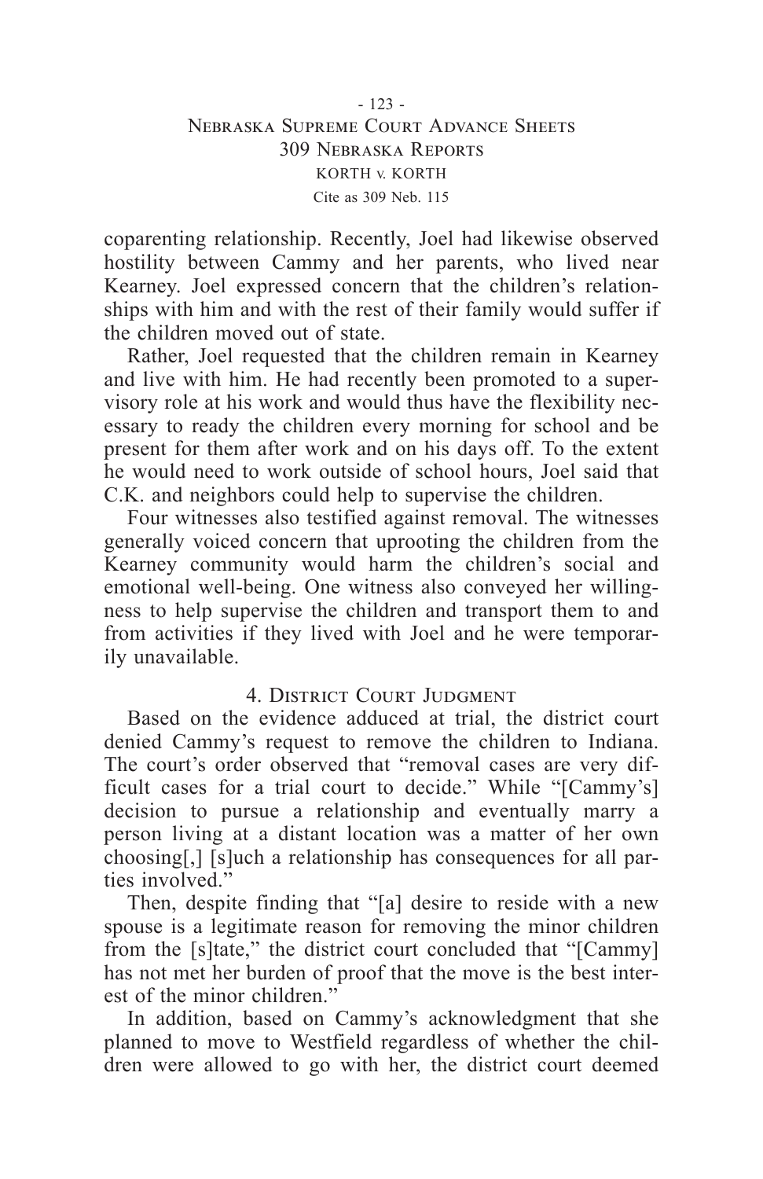coparenting relationship. Recently, Joel had likewise observed hostility between Cammy and her parents, who lived near Kearney. Joel expressed concern that the children's relationships with him and with the rest of their family would suffer if the children moved out of state.

Rather, Joel requested that the children remain in Kearney and live with him. He had recently been promoted to a supervisory role at his work and would thus have the flexibility necessary to ready the children every morning for school and be present for them after work and on his days off. To the extent he would need to work outside of school hours, Joel said that C.K. and neighbors could help to supervise the children.

Four witnesses also testified against removal. The witnesses generally voiced concern that uprooting the children from the Kearney community would harm the children's social and emotional well-being. One witness also conveyed her willingness to help supervise the children and transport them to and from activities if they lived with Joel and he were temporarily unavailable.

### 4. District Court Judgment

Based on the evidence adduced at trial, the district court denied Cammy's request to remove the children to Indiana. The court's order observed that "removal cases are very difficult cases for a trial court to decide." While "[Cammy's] decision to pursue a relationship and eventually marry a person living at a distant location was a matter of her own choosing[,] [s]uch a relationship has consequences for all parties involved."

Then, despite finding that "[a] desire to reside with a new spouse is a legitimate reason for removing the minor children from the [s]tate," the district court concluded that "[Cammy] has not met her burden of proof that the move is the best interest of the minor children."

In addition, based on Cammy's acknowledgment that she planned to move to Westfield regardless of whether the children were allowed to go with her, the district court deemed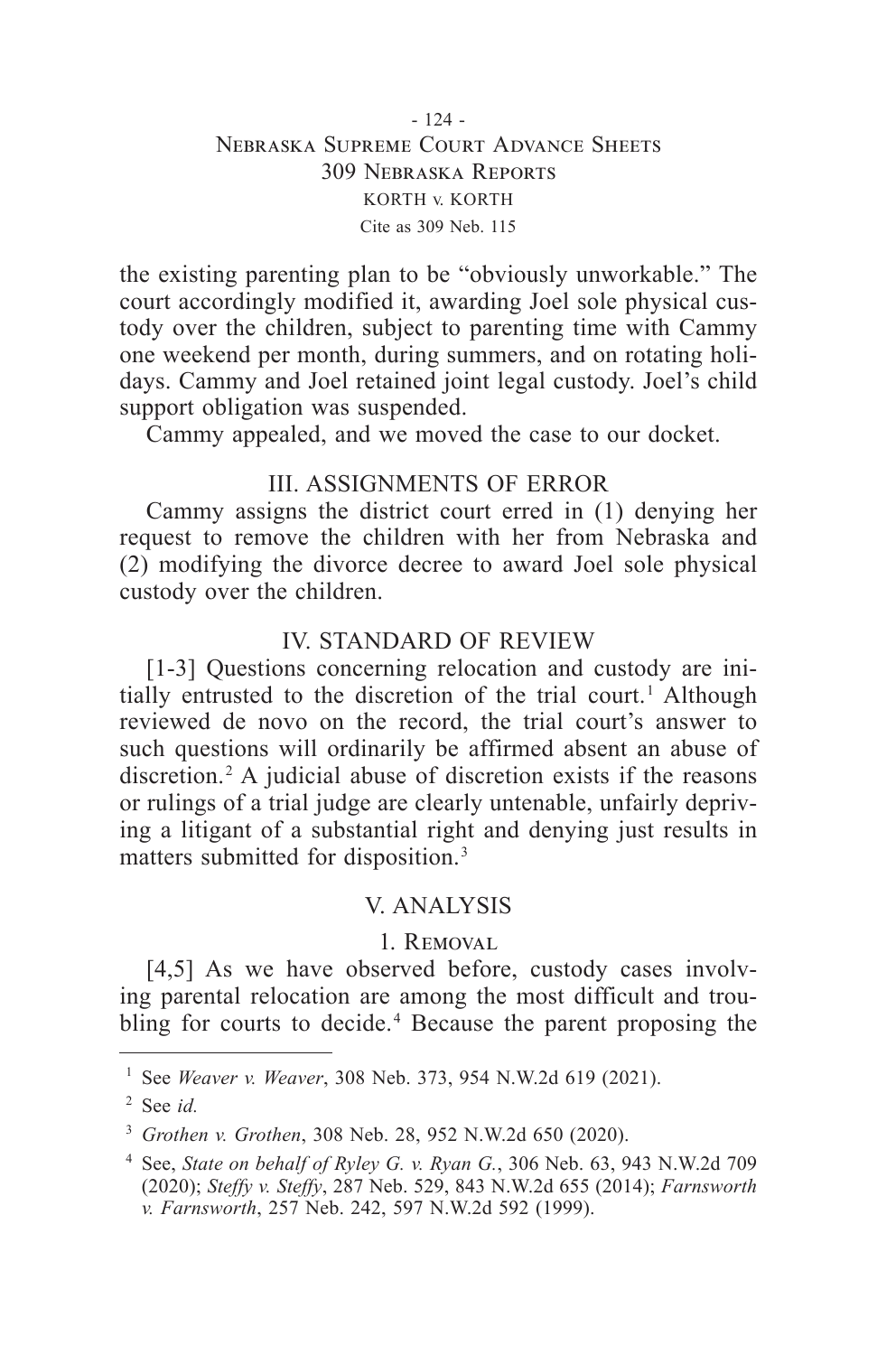the existing parenting plan to be "obviously unworkable." The court accordingly modified it, awarding Joel sole physical custody over the children, subject to parenting time with Cammy one weekend per month, during summers, and on rotating holidays. Cammy and Joel retained joint legal custody. Joel's child support obligation was suspended.

Cammy appealed, and we moved the case to our docket.

## III. ASSIGNMENTS OF ERROR

Cammy assigns the district court erred in (1) denying her request to remove the children with her from Nebraska and (2) modifying the divorce decree to award Joel sole physical custody over the children.

## IV. STANDARD OF REVIEW

[1-3] Questions concerning relocation and custody are initially entrusted to the discretion of the trial court.[1] Although reviewed de novo on the record, the trial court's answer to such questions will ordinarily be affirmed absent an abuse of discretion.[2] A judicial abuse of discretion exists if the reasons or rulings of a trial judge are clearly untenable, unfairly depriving a litigant of a substantial right and denying just results in matters submitted for disposition.[3]

## V. ANALYSIS

### 1. Removal

[4,5] As we have observed before, custody cases involving parental relocation are among the most difficult and troubling for courts to decide.[4] Because the parent proposing the

---

[1] See *Weaver v. Weaver*, 308 Neb. 373, 954 N.W.2d 619 (2021).

[2] See *id.*

[3] *Grothen v. Grothen*, 308 Neb. 28, 952 N.W.2d 650 (2020).

[4] See, *State on behalf of Ryley G. v. Ryan G.*, 306 Neb. 63, 943 N.W.2d 709 (2020); *Steffy v. Steffy*, 287 Neb. 529, 843 N.W.2d 655 (2014); *Farnsworth v. Farnsworth*, 257 Neb. 242, 597 N.W.2d 592 (1999).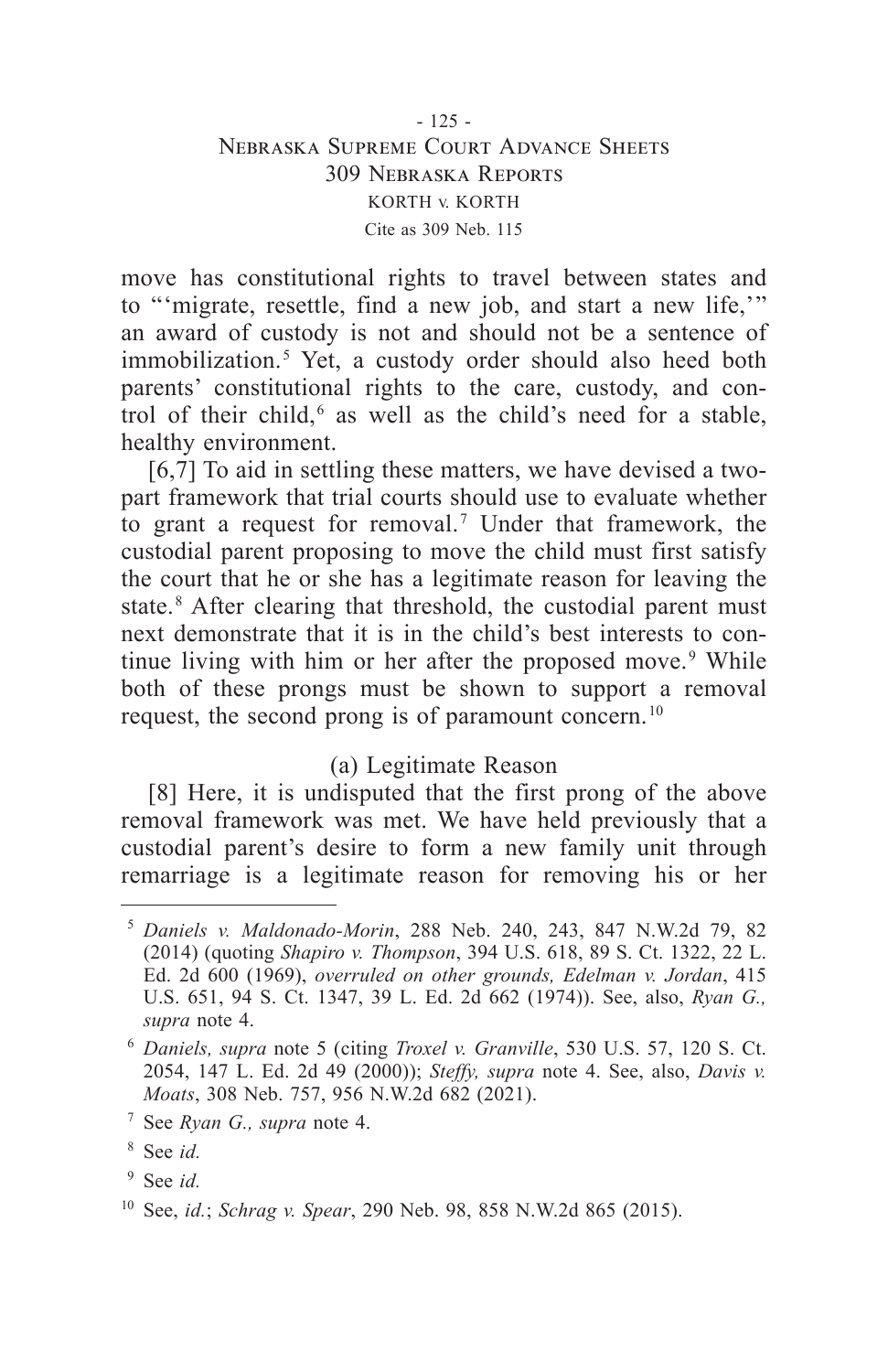move has constitutional rights to travel between states and to "'migrate, resettle, find a new job, and start a new life,'" an award of custody is not and should not be a sentence of immobilization.[5] Yet, a custody order should also heed both parents' constitutional rights to the care, custody, and control of their child,[6] as well as the child's need for a stable, healthy environment.

[6,7] To aid in settling these matters, we have devised a two-part framework that trial courts should use to evaluate whether to grant a request for removal.[7] Under that framework, the custodial parent proposing to move the child must first satisfy the court that he or she has a legitimate reason for leaving the state.[8] After clearing that threshold, the custodial parent must next demonstrate that it is in the child's best interests to continue living with him or her after the proposed move.[9] While both of these prongs must be shown to support a removal request, the second prong is of paramount concern.[10]

(a) Legitimate Reason

[8] Here, it is undisputed that the first prong of the above removal framework was met. We have held previously that a custodial parent's desire to form a new family unit through remarriage is a legitimate reason for removing his or her

---

[5] *Daniels v. Maldonado-Morin*, 288 Neb. 240, 243, 847 N.W.2d 79, 82 (2014) (quoting *Shapiro v. Thompson*, 394 U.S. 618, 89 S. Ct. 1322, 22 L. Ed. 2d 600 (1969), *overruled on other grounds, Edelman v. Jordan*, 415 U.S. 651, 94 S. Ct. 1347, 39 L. Ed. 2d 662 (1974)). See, also, *Ryan G., supra* note 4.

[6] *Daniels, supra* note 5 (citing *Troxel v. Granville*, 530 U.S. 57, 120 S. Ct. 2054, 147 L. Ed. 2d 49 (2000)); *Steffy, supra* note 4. See, also, *Davis v. Moats*, 308 Neb. 757, 956 N.W.2d 682 (2021).

[7] See *Ryan G., supra* note 4.

[8] See *id.*

[9] See *id.*

[10] See, *id.*; *Schrag v. Spear*, 290 Neb. 98, 858 N.W.2d 865 (2015).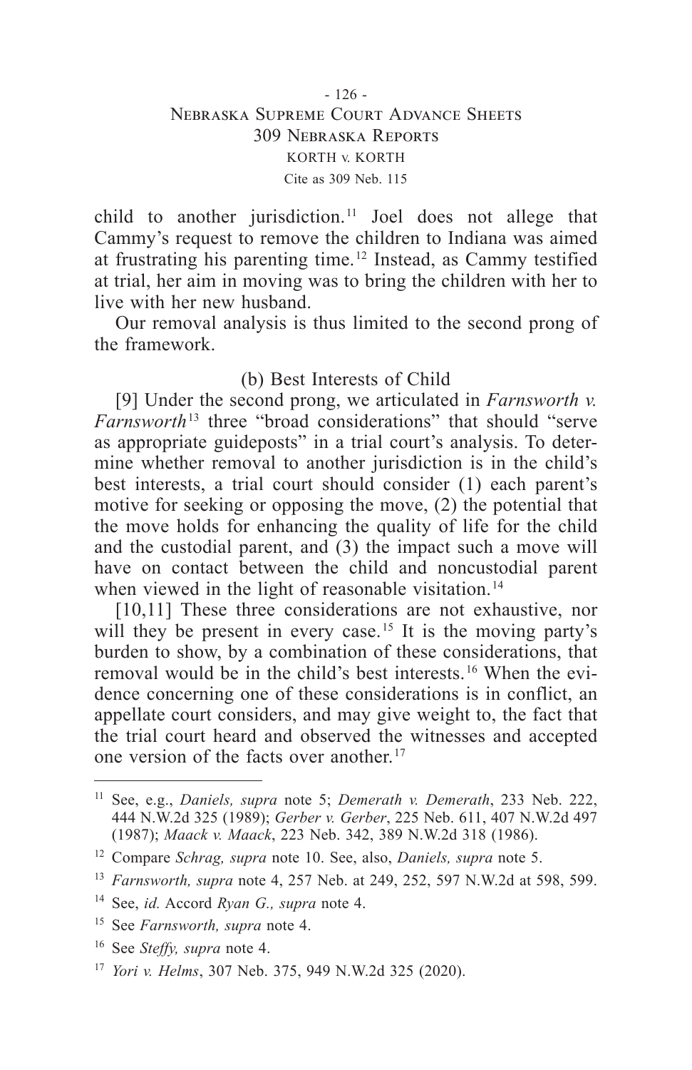child to another jurisdiction.[11] Joel does not allege that Cammy's request to remove the children to Indiana was aimed at frustrating his parenting time.[12] Instead, as Cammy testified at trial, her aim in moving was to bring the children with her to live with her new husband.

Our removal analysis is thus limited to the second prong of the framework.

(b) Best Interests of Child

[9] Under the second prong, we articulated in *Farnsworth v. Farnsworth*[13] three "broad considerations" that should "serve as appropriate guideposts" in a trial court's analysis. To determine whether removal to another jurisdiction is in the child's best interests, a trial court should consider (1) each parent's motive for seeking or opposing the move, (2) the potential that the move holds for enhancing the quality of life for the child and the custodial parent, and (3) the impact such a move will have on contact between the child and noncustodial parent when viewed in the light of reasonable visitation.[14]

[10,11] These three considerations are not exhaustive, nor will they be present in every case.[15] It is the moving party's burden to show, by a combination of these considerations, that removal would be in the child's best interests.[16] When the evidence concerning one of these considerations is in conflict, an appellate court considers, and may give weight to, the fact that the trial court heard and observed the witnesses and accepted one version of the facts over another.[17]

---

[11] See, e.g., *Daniels, supra* note 5; *Demerath v. Demerath*, 233 Neb. 222, 444 N.W.2d 325 (1989); *Gerber v. Gerber*, 225 Neb. 611, 407 N.W.2d 497 (1987); *Maack v. Maack*, 223 Neb. 342, 389 N.W.2d 318 (1986).

[12] Compare *Schrag, supra* note 10. See, also, *Daniels, supra* note 5.

[13] *Farnsworth, supra* note 4, 257 Neb. at 249, 252, 597 N.W.2d at 598, 599.

[14] See, *id.* Accord *Ryan G., supra* note 4.

[15] See *Farnsworth, supra* note 4.

[16] See *Steffy, supra* note 4.

[17] *Yori v. Helms*, 307 Neb. 375, 949 N.W.2d 325 (2020).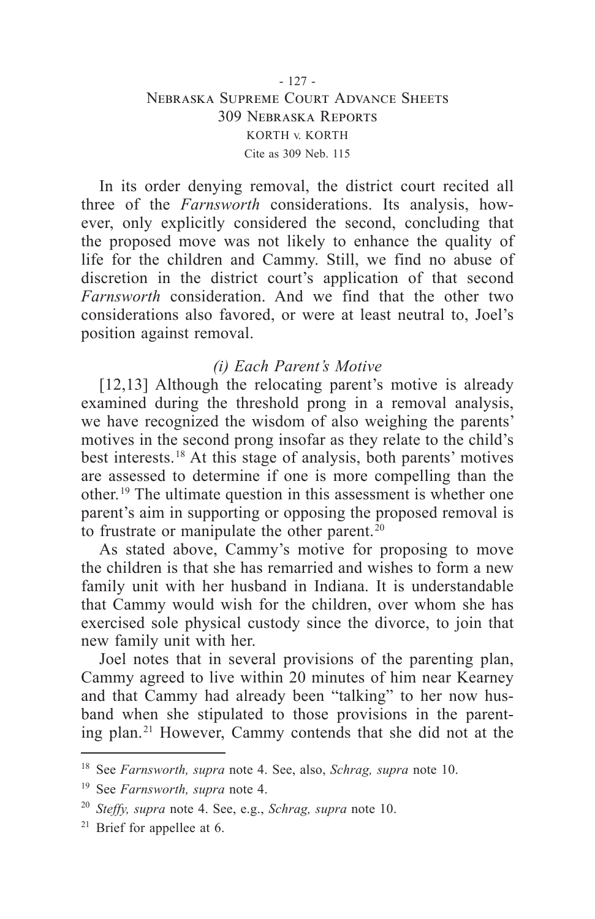In its order denying removal, the district court recited all three of the *Farnsworth* considerations. Its analysis, however, only explicitly considered the second, concluding that the proposed move was not likely to enhance the quality of life for the children and Cammy. Still, we find no abuse of discretion in the district court's application of that second *Farnsworth* consideration. And we find that the other two considerations also favored, or were at least neutral to, Joel's position against removal.

*(i) Each Parent's Motive*

[12,13] Although the relocating parent's motive is already examined during the threshold prong in a removal analysis, we have recognized the wisdom of also weighing the parents' motives in the second prong insofar as they relate to the child's best interests.[18] At this stage of analysis, both parents' motives are assessed to determine if one is more compelling than the other.[19] The ultimate question in this assessment is whether one parent's aim in supporting or opposing the proposed removal is to frustrate or manipulate the other parent.[20]

As stated above, Cammy's motive for proposing to move the children is that she has remarried and wishes to form a new family unit with her husband in Indiana. It is understandable that Cammy would wish for the children, over whom she has exercised sole physical custody since the divorce, to join that new family unit with her.

Joel notes that in several provisions of the parenting plan, Cammy agreed to live within 20 minutes of him near Kearney and that Cammy had already been "talking" to her now husband when she stipulated to those provisions in the parenting plan.[21] However, Cammy contends that she did not at the

---

[18] See *Farnsworth, supra* note 4. See, also, *Schrag, supra* note 10.

[19] See *Farnsworth, supra* note 4.

[20] *Steffy, supra* note 4. See, e.g., *Schrag, supra* note 10.

[21] Brief for appellee at 6.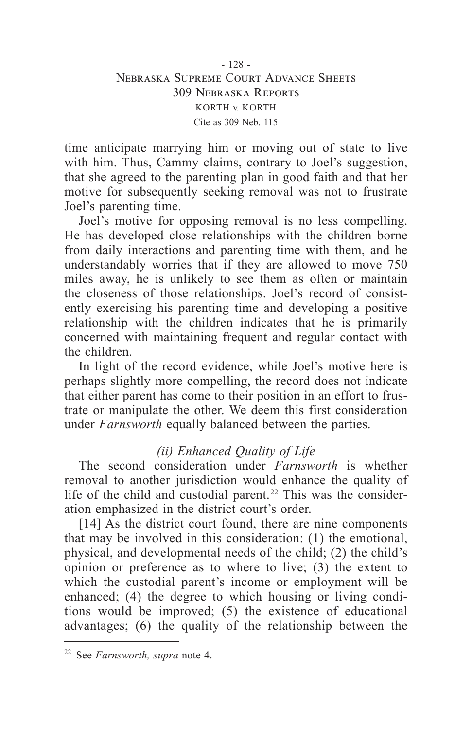time anticipate marrying him or moving out of state to live with him. Thus, Cammy claims, contrary to Joel's suggestion, that she agreed to the parenting plan in good faith and that her motive for subsequently seeking removal was not to frustrate Joel's parenting time.

Joel's motive for opposing removal is no less compelling. He has developed close relationships with the children borne from daily interactions and parenting time with them, and he understandably worries that if they are allowed to move 750 miles away, he is unlikely to see them as often or maintain the closeness of those relationships. Joel's record of consistently exercising his parenting time and developing a positive relationship with the children indicates that he is primarily concerned with maintaining frequent and regular contact with the children.

In light of the record evidence, while Joel's motive here is perhaps slightly more compelling, the record does not indicate that either parent has come to their position in an effort to frustrate or manipulate the other. We deem this first consideration under *Farnsworth* equally balanced between the parties.

*(ii) Enhanced Quality of Life*

The second consideration under *Farnsworth* is whether removal to another jurisdiction would enhance the quality of life of the child and custodial parent.[22] This was the consideration emphasized in the district court's order.

[14] As the district court found, there are nine components that may be involved in this consideration: (1) the emotional, physical, and developmental needs of the child; (2) the child's opinion or preference as to where to live; (3) the extent to which the custodial parent's income or employment will be enhanced; (4) the degree to which housing or living conditions would be improved; (5) the existence of educational advantages; (6) the quality of the relationship between the

---

[22] See *Farnsworth, supra* note 4.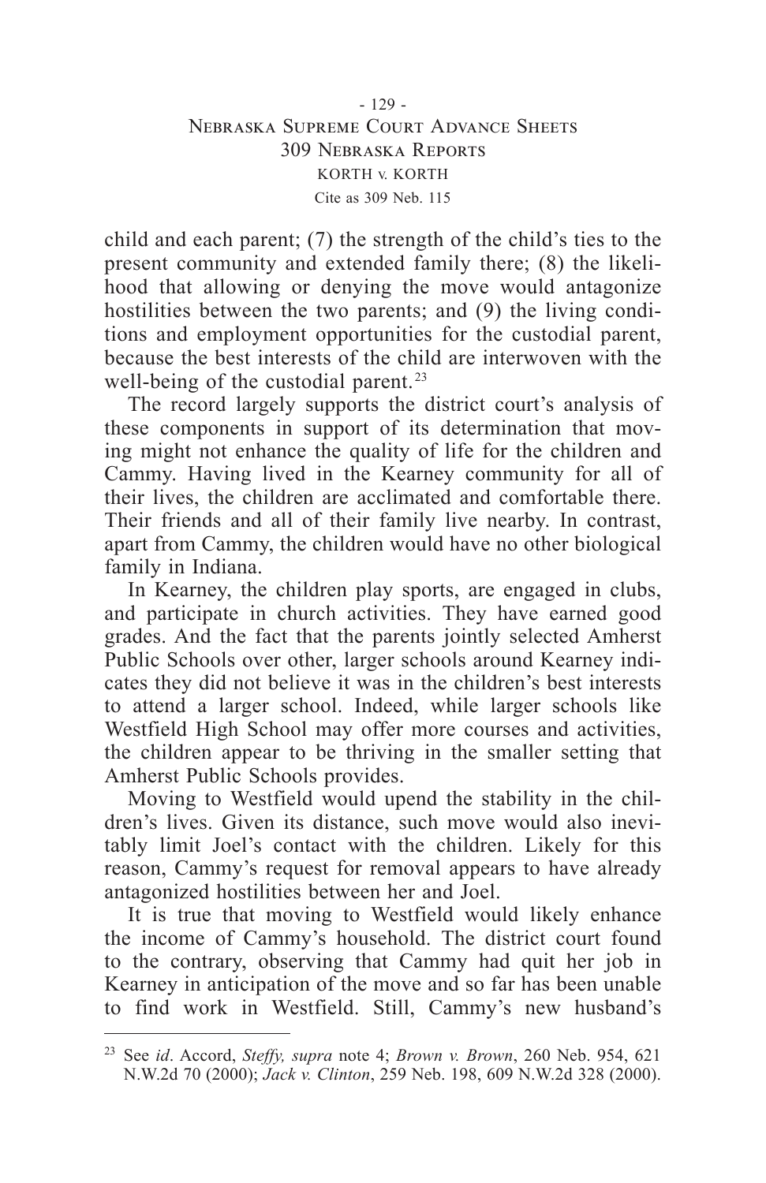child and each parent; (7) the strength of the child's ties to the present community and extended family there; (8) the likelihood that allowing or denying the move would antagonize hostilities between the two parents; and (9) the living conditions and employment opportunities for the custodial parent, because the best interests of the child are interwoven with the well-being of the custodial parent.[23]

The record largely supports the district court's analysis of these components in support of its determination that moving might not enhance the quality of life for the children and Cammy. Having lived in the Kearney community for all of their lives, the children are acclimated and comfortable there. Their friends and all of their family live nearby. In contrast, apart from Cammy, the children would have no other biological family in Indiana.

In Kearney, the children play sports, are engaged in clubs, and participate in church activities. They have earned good grades. And the fact that the parents jointly selected Amherst Public Schools over other, larger schools around Kearney indicates they did not believe it was in the children's best interests to attend a larger school. Indeed, while larger schools like Westfield High School may offer more courses and activities, the children appear to be thriving in the smaller setting that Amherst Public Schools provides.

Moving to Westfield would upend the stability in the children's lives. Given its distance, such move would also inevitably limit Joel's contact with the children. Likely for this reason, Cammy's request for removal appears to have already antagonized hostilities between her and Joel.

It is true that moving to Westfield would likely enhance the income of Cammy's household. The district court found to the contrary, observing that Cammy had quit her job in Kearney in anticipation of the move and so far has been unable to find work in Westfield. Still, Cammy's new husband's

---

[23] See *id*. Accord, *Steffy, supra* note 4; *Brown v. Brown*, 260 Neb. 954, 621 N.W.2d 70 (2000); *Jack v. Clinton*, 259 Neb. 198, 609 N.W.2d 328 (2000).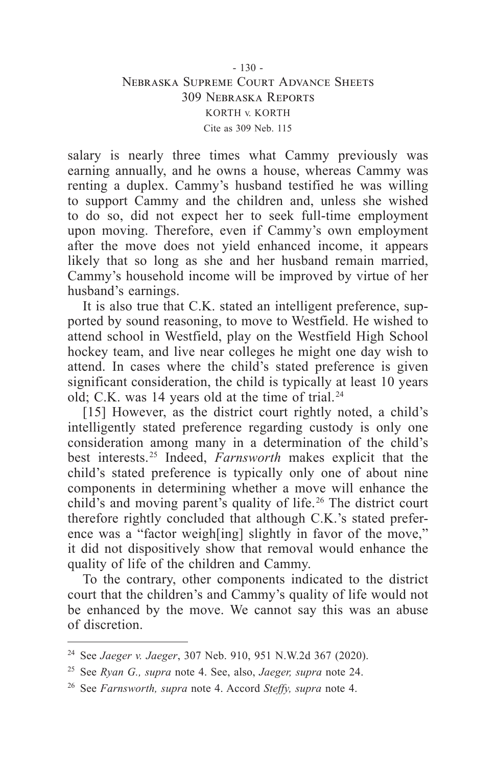salary is nearly three times what Cammy previously was earning annually, and he owns a house, whereas Cammy was renting a duplex. Cammy's husband testified he was willing to support Cammy and the children and, unless she wished to do so, did not expect her to seek full-time employment upon moving. Therefore, even if Cammy's own employment after the move does not yield enhanced income, it appears likely that so long as she and her husband remain married, Cammy's household income will be improved by virtue of her husband's earnings.

It is also true that C.K. stated an intelligent preference, supported by sound reasoning, to move to Westfield. He wished to attend school in Westfield, play on the Westfield High School hockey team, and live near colleges he might one day wish to attend. In cases where the child's stated preference is given significant consideration, the child is typically at least 10 years old; C.K. was 14 years old at the time of trial.[24]

[15] However, as the district court rightly noted, a child's intelligently stated preference regarding custody is only one consideration among many in a determination of the child's best interests.[25] Indeed, *Farnsworth* makes explicit that the child's stated preference is typically only one of about nine components in determining whether a move will enhance the child's and moving parent's quality of life.[26] The district court therefore rightly concluded that although C.K.'s stated preference was a "factor weigh[ing] slightly in favor of the move," it did not dispositively show that removal would enhance the quality of life of the children and Cammy.

To the contrary, other components indicated to the district court that the children's and Cammy's quality of life would not be enhanced by the move. We cannot say this was an abuse of discretion.

---

[24] See *Jaeger v. Jaeger*, 307 Neb. 910, 951 N.W.2d 367 (2020).

[25] See *Ryan G., supra* note 4. See, also, *Jaeger, supra* note 24.

[26] See *Farnsworth, supra* note 4. Accord *Steffy, supra* note 4.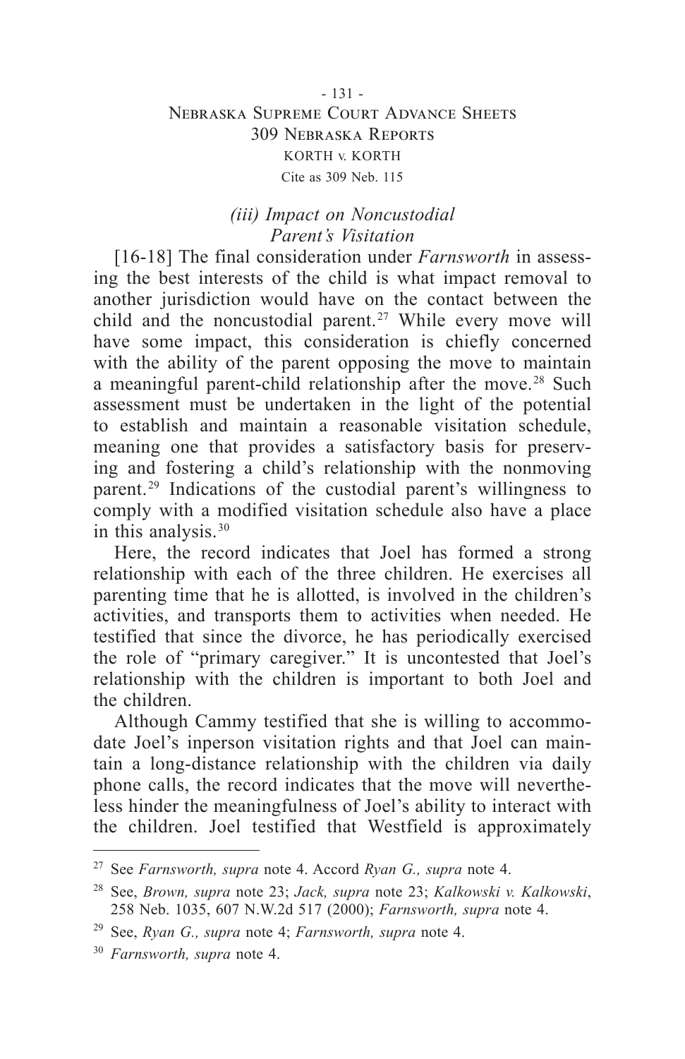### *(iii) Impact on Noncustodial Parent's Visitation*

[16-18] The final consideration under *Farnsworth* in assessing the best interests of the child is what impact removal to another jurisdiction would have on the contact between the child and the noncustodial parent.[27] While every move will have some impact, this consideration is chiefly concerned with the ability of the parent opposing the move to maintain a meaningful parent-child relationship after the move.[28] Such assessment must be undertaken in the light of the potential to establish and maintain a reasonable visitation schedule, meaning one that provides a satisfactory basis for preserving and fostering a child's relationship with the nonmoving parent.[29] Indications of the custodial parent's willingness to comply with a modified visitation schedule also have a place in this analysis.[30]

Here, the record indicates that Joel has formed a strong relationship with each of the three children. He exercises all parenting time that he is allotted, is involved in the children's activities, and transports them to activities when needed. He testified that since the divorce, he has periodically exercised the role of "primary caregiver." It is uncontested that Joel's relationship with the children is important to both Joel and the children.

Although Cammy testified that she is willing to accommodate Joel's inperson visitation rights and that Joel can maintain a long-distance relationship with the children via daily phone calls, the record indicates that the move will nevertheless hinder the meaningfulness of Joel's ability to interact with the children. Joel testified that Westfield is approximately

---

[27] See *Farnsworth, supra* note 4. Accord *Ryan G., supra* note 4.

[28] See, *Brown, supra* note 23; *Jack, supra* note 23; *Kalkowski v. Kalkowski*, 258 Neb. 1035, 607 N.W.2d 517 (2000); *Farnsworth, supra* note 4.

[29] See, *Ryan G., supra* note 4; *Farnsworth, supra* note 4.

[30] *Farnsworth, supra* note 4.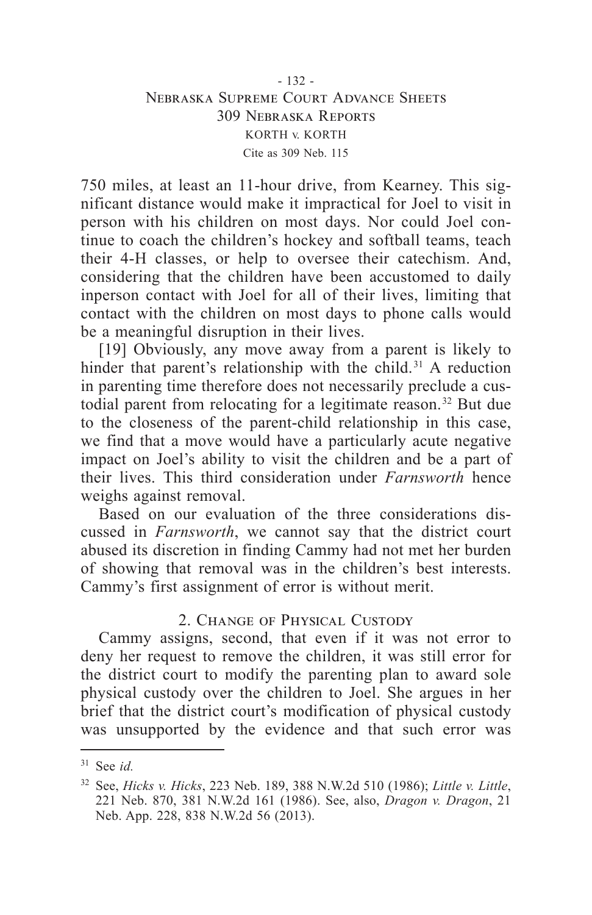750 miles, at least an 11-hour drive, from Kearney. This significant distance would make it impractical for Joel to visit in person with his children on most days. Nor could Joel continue to coach the children's hockey and softball teams, teach their 4-H classes, or help to oversee their catechism. And, considering that the children have been accustomed to daily inperson contact with Joel for all of their lives, limiting that contact with the children on most days to phone calls would be a meaningful disruption in their lives.

[19] Obviously, any move away from a parent is likely to hinder that parent's relationship with the child.[31] A reduction in parenting time therefore does not necessarily preclude a custodial parent from relocating for a legitimate reason.[32] But due to the closeness of the parent-child relationship in this case, we find that a move would have a particularly acute negative impact on Joel's ability to visit the children and be a part of their lives. This third consideration under *Farnsworth* hence weighs against removal.

Based on our evaluation of the three considerations discussed in *Farnsworth*, we cannot say that the district court abused its discretion in finding Cammy had not met her burden of showing that removal was in the children's best interests. Cammy's first assignment of error is without merit.

### 2. Change of Physical Custody

Cammy assigns, second, that even if it was not error to deny her request to remove the children, it was still error for the district court to modify the parenting plan to award sole physical custody over the children to Joel. She argues in her brief that the district court's modification of physical custody was unsupported by the evidence and that such error was

---

[31] See *id.*

[32] See, *Hicks v. Hicks*, 223 Neb. 189, 388 N.W.2d 510 (1986); *Little v. Little*, 221 Neb. 870, 381 N.W.2d 161 (1986). See, also, *Dragon v. Dragon*, 21 Neb. App. 228, 838 N.W.2d 56 (2013).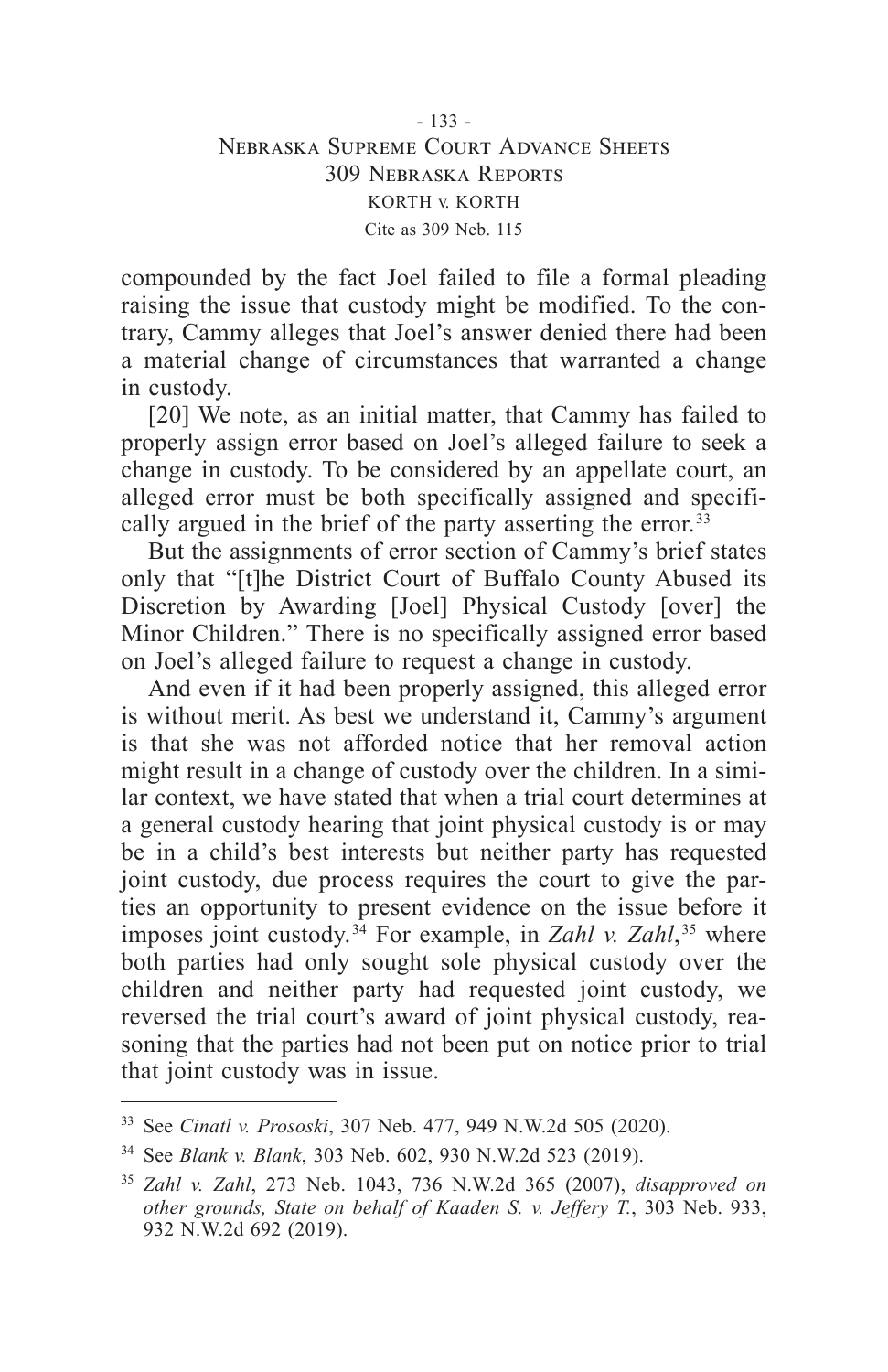compounded by the fact Joel failed to file a formal pleading raising the issue that custody might be modified. To the contrary, Cammy alleges that Joel's answer denied there had been a material change of circumstances that warranted a change in custody.

[20] We note, as an initial matter, that Cammy has failed to properly assign error based on Joel's alleged failure to seek a change in custody. To be considered by an appellate court, an alleged error must be both specifically assigned and specifically argued in the brief of the party asserting the error.[33]

But the assignments of error section of Cammy's brief states only that "[t]he District Court of Buffalo County Abused its Discretion by Awarding [Joel] Physical Custody [over] the Minor Children." There is no specifically assigned error based on Joel's alleged failure to request a change in custody.

And even if it had been properly assigned, this alleged error is without merit. As best we understand it, Cammy's argument is that she was not afforded notice that her removal action might result in a change of custody over the children. In a similar context, we have stated that when a trial court determines at a general custody hearing that joint physical custody is or may be in a child's best interests but neither party has requested joint custody, due process requires the court to give the parties an opportunity to present evidence on the issue before it imposes joint custody.[34] For example, in *Zahl v. Zahl*,[35] where both parties had only sought sole physical custody over the children and neither party had requested joint custody, we reversed the trial court's award of joint physical custody, reasoning that the parties had not been put on notice prior to trial that joint custody was in issue.

---

[33] See *Cinatl v. Prososki*, 307 Neb. 477, 949 N.W.2d 505 (2020).

[34] See *Blank v. Blank*, 303 Neb. 602, 930 N.W.2d 523 (2019).

[35] *Zahl v. Zahl*, 273 Neb. 1043, 736 N.W.2d 365 (2007), *disapproved on other grounds, State on behalf of Kaaden S. v. Jeffery T.*, 303 Neb. 933, 932 N.W.2d 692 (2019).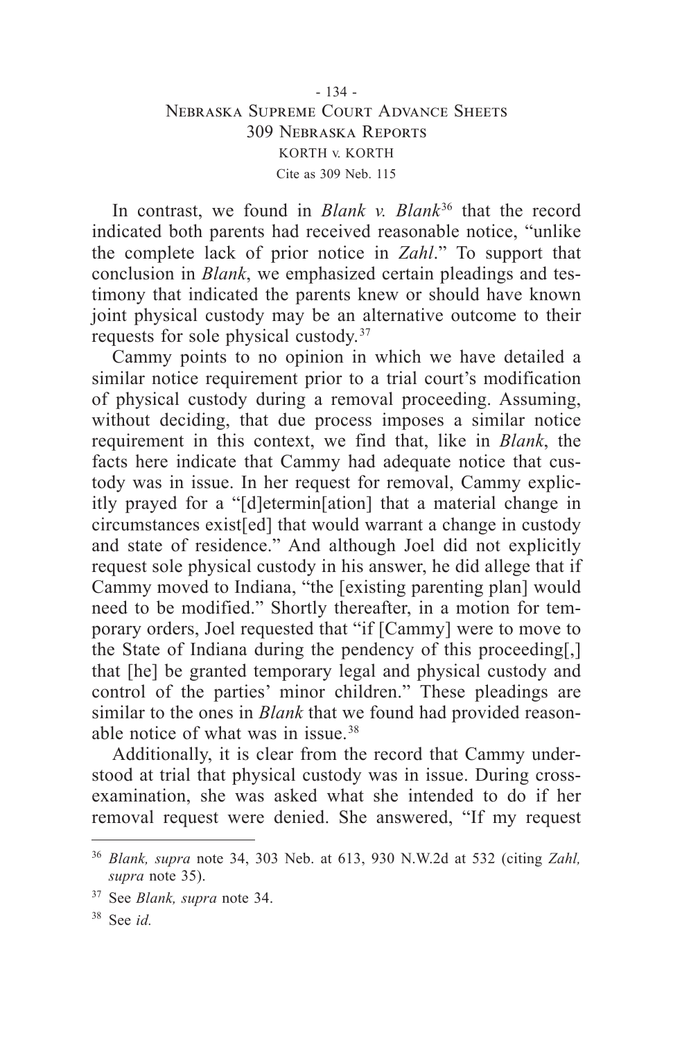In contrast, we found in *Blank v. Blank*[36] that the record indicated both parents had received reasonable notice, "unlike the complete lack of prior notice in *Zahl*." To support that conclusion in *Blank*, we emphasized certain pleadings and testimony that indicated the parents knew or should have known joint physical custody may be an alternative outcome to their requests for sole physical custody.[37]

Cammy points to no opinion in which we have detailed a similar notice requirement prior to a trial court's modification of physical custody during a removal proceeding. Assuming, without deciding, that due process imposes a similar notice requirement in this context, we find that, like in *Blank*, the facts here indicate that Cammy had adequate notice that custody was in issue. In her request for removal, Cammy explicitly prayed for a "[d]etermin[ation] that a material change in circumstances exist[ed] that would warrant a change in custody and state of residence." And although Joel did not explicitly request sole physical custody in his answer, he did allege that if Cammy moved to Indiana, "the [existing parenting plan] would need to be modified." Shortly thereafter, in a motion for temporary orders, Joel requested that "if [Cammy] were to move to the State of Indiana during the pendency of this proceeding[,] that [he] be granted temporary legal and physical custody and control of the parties' minor children." These pleadings are similar to the ones in *Blank* that we found had provided reasonable notice of what was in issue.[38]

Additionally, it is clear from the record that Cammy understood at trial that physical custody was in issue. During cross-examination, she was asked what she intended to do if her removal request were denied. She answered, "If my request

---

[36] *Blank, supra* note 34, 303 Neb. at 613, 930 N.W.2d at 532 (citing *Zahl, supra* note 35).

[37] See *Blank, supra* note 34.

[38] See *id.*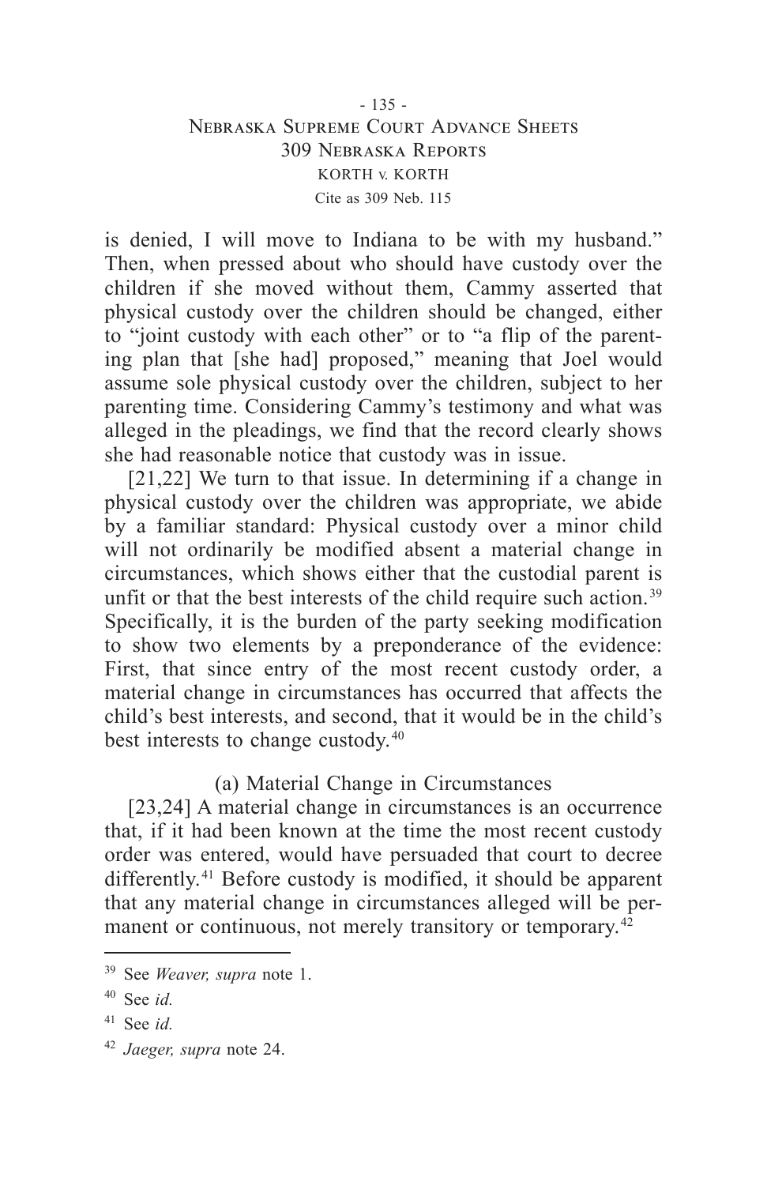is denied, I will move to Indiana to be with my husband." Then, when pressed about who should have custody over the children if she moved without them, Cammy asserted that physical custody over the children should be changed, either to "joint custody with each other" or to "a flip of the parenting plan that [she had] proposed," meaning that Joel would assume sole physical custody over the children, subject to her parenting time. Considering Cammy's testimony and what was alleged in the pleadings, we find that the record clearly shows she had reasonable notice that custody was in issue.

[21,22] We turn to that issue. In determining if a change in physical custody over the children was appropriate, we abide by a familiar standard: Physical custody over a minor child will not ordinarily be modified absent a material change in circumstances, which shows either that the custodial parent is unfit or that the best interests of the child require such action.[39] Specifically, it is the burden of the party seeking modification to show two elements by a preponderance of the evidence: First, that since entry of the most recent custody order, a material change in circumstances has occurred that affects the child's best interests, and second, that it would be in the child's best interests to change custody.[40]

### (a) Material Change in Circumstances

[23,24] A material change in circumstances is an occurrence that, if it had been known at the time the most recent custody order was entered, would have persuaded that court to decree differently.[41] Before custody is modified, it should be apparent that any material change in circumstances alleged will be permanent or continuous, not merely transitory or temporary.[42]

---

[39] See *Weaver, supra* note 1.

[40] See *id.*

[41] See *id.*

[42] *Jaeger, supra* note 24.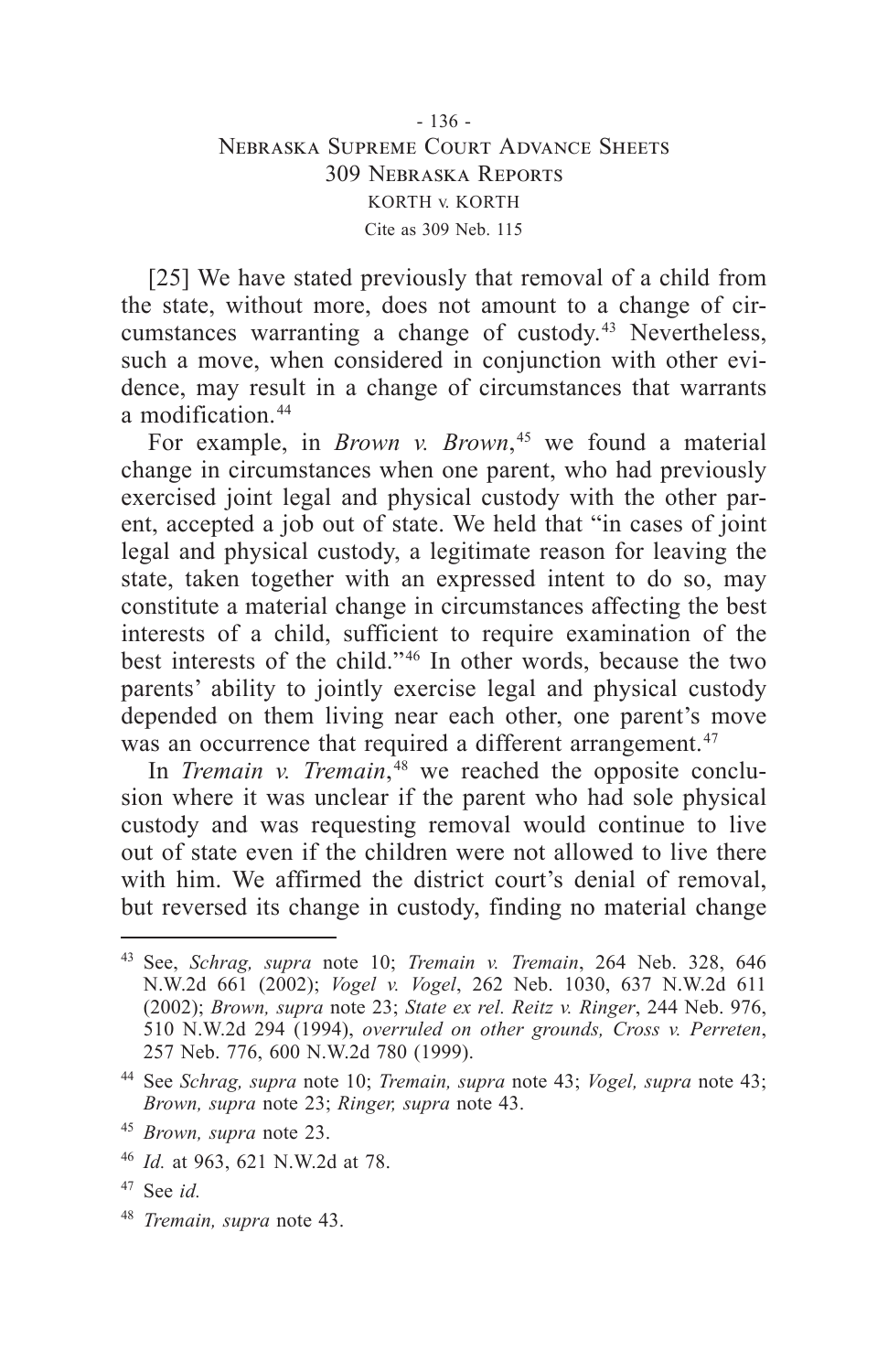[25] We have stated previously that removal of a child from the state, without more, does not amount to a change of circumstances warranting a change of custody.[43] Nevertheless, such a move, when considered in conjunction with other evidence, may result in a change of circumstances that warrants a modification.[44]

For example, in *Brown v. Brown*,[45] we found a material change in circumstances when one parent, who had previously exercised joint legal and physical custody with the other parent, accepted a job out of state. We held that "in cases of joint legal and physical custody, a legitimate reason for leaving the state, taken together with an expressed intent to do so, may constitute a material change in circumstances affecting the best interests of a child, sufficient to require examination of the best interests of the child."[46] In other words, because the two parents' ability to jointly exercise legal and physical custody depended on them living near each other, one parent's move was an occurrence that required a different arrangement.[47]

In *Tremain v. Tremain*,[48] we reached the opposite conclusion where it was unclear if the parent who had sole physical custody and was requesting removal would continue to live out of state even if the children were not allowed to live there with him. We affirmed the district court's denial of removal, but reversed its change in custody, finding no material change

---

[43] See, *Schrag, supra* note 10; *Tremain v. Tremain*, 264 Neb. 328, 646 N.W.2d 661 (2002); *Vogel v. Vogel*, 262 Neb. 1030, 637 N.W.2d 611 (2002); *Brown, supra* note 23; *State ex rel. Reitz v. Ringer*, 244 Neb. 976, 510 N.W.2d 294 (1994), *overruled on other grounds, Cross v. Perreten*, 257 Neb. 776, 600 N.W.2d 780 (1999).

[44] See *Schrag, supra* note 10; *Tremain, supra* note 43; *Vogel, supra* note 43; *Brown, supra* note 23; *Ringer, supra* note 43.

[45] *Brown, supra* note 23.

[46] *Id.* at 963, 621 N.W.2d at 78.

[47] See *id.*

[48] *Tremain, supra* note 43.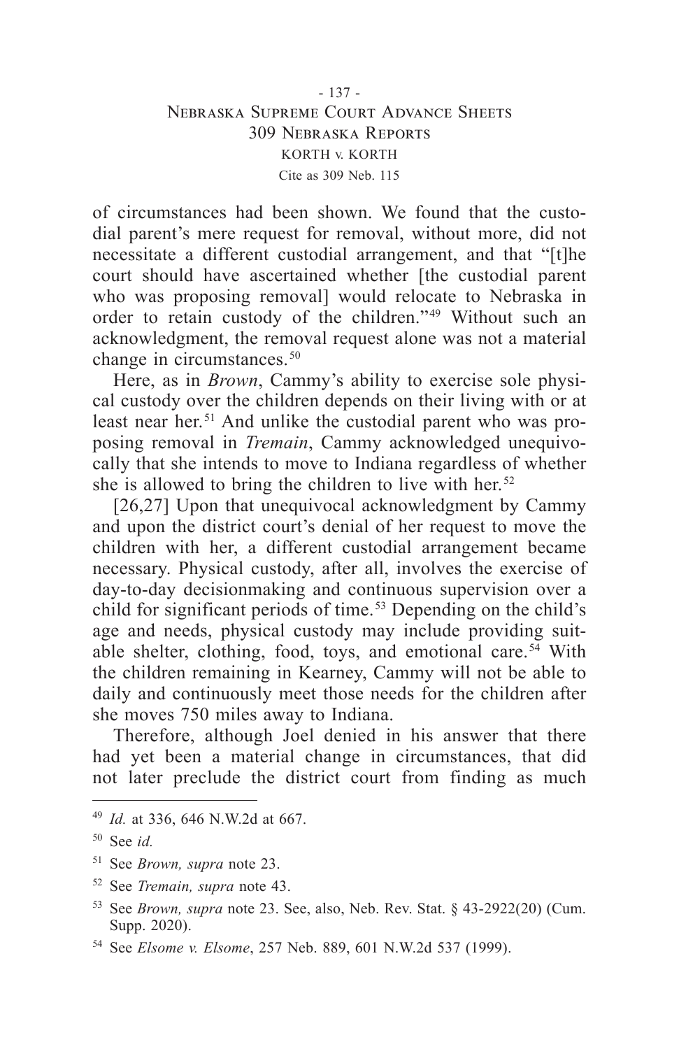of circumstances had been shown. We found that the custodial parent's mere request for removal, without more, did not necessitate a different custodial arrangement, and that "[t]he court should have ascertained whether [the custodial parent who was proposing removal] would relocate to Nebraska in order to retain custody of the children."[49] Without such an acknowledgment, the removal request alone was not a material change in circumstances.[50]

Here, as in *Brown*, Cammy's ability to exercise sole physical custody over the children depends on their living with or at least near her.[51] And unlike the custodial parent who was proposing removal in *Tremain*, Cammy acknowledged unequivocally that she intends to move to Indiana regardless of whether she is allowed to bring the children to live with her.[52]

[26,27] Upon that unequivocal acknowledgment by Cammy and upon the district court's denial of her request to move the children with her, a different custodial arrangement became necessary. Physical custody, after all, involves the exercise of day-to-day decisionmaking and continuous supervision over a child for significant periods of time.[53] Depending on the child's age and needs, physical custody may include providing suitable shelter, clothing, food, toys, and emotional care.[54] With the children remaining in Kearney, Cammy will not be able to daily and continuously meet those needs for the children after she moves 750 miles away to Indiana.

Therefore, although Joel denied in his answer that there had yet been a material change in circumstances, that did not later preclude the district court from finding as much

---

[49] *Id.* at 336, 646 N.W.2d at 667.

[50] See *id.*

[51] See *Brown, supra* note 23.

[52] See *Tremain, supra* note 43.

[53] See *Brown, supra* note 23. See, also, Neb. Rev. Stat. § 43-2922(20) (Cum. Supp. 2020).

[54] See *Elsome v. Elsome*, 257 Neb. 889, 601 N.W.2d 537 (1999).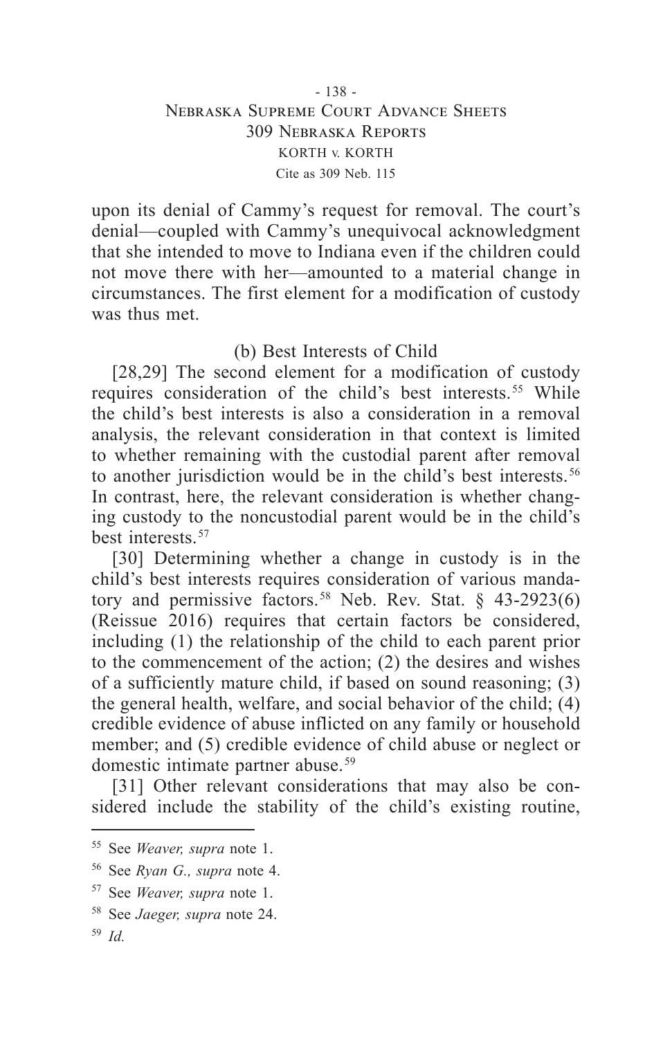upon its denial of Cammy's request for removal. The court's denial—coupled with Cammy's unequivocal acknowledgment that she intended to move to Indiana even if the children could not move there with her—amounted to a material change in circumstances. The first element for a modification of custody was thus met.

### (b) Best Interests of Child

[28,29] The second element for a modification of custody requires consideration of the child's best interests.[55] While the child's best interests is also a consideration in a removal analysis, the relevant consideration in that context is limited to whether remaining with the custodial parent after removal to another jurisdiction would be in the child's best interests.[56] In contrast, here, the relevant consideration is whether changing custody to the noncustodial parent would be in the child's best interests.[57]

[30] Determining whether a change in custody is in the child's best interests requires consideration of various mandatory and permissive factors.[58] Neb. Rev. Stat. § 43-2923(6) (Reissue 2016) requires that certain factors be considered, including (1) the relationship of the child to each parent prior to the commencement of the action; (2) the desires and wishes of a sufficiently mature child, if based on sound reasoning; (3) the general health, welfare, and social behavior of the child; (4) credible evidence of abuse inflicted on any family or household member; and (5) credible evidence of child abuse or neglect or domestic intimate partner abuse.[59]

[31] Other relevant considerations that may also be considered include the stability of the child's existing routine,

---

[55] See *Weaver, supra* note 1.

[56] See *Ryan G., supra* note 4.

[57] See *Weaver, supra* note 1.

[58] See *Jaeger, supra* note 24.

[59] *Id.*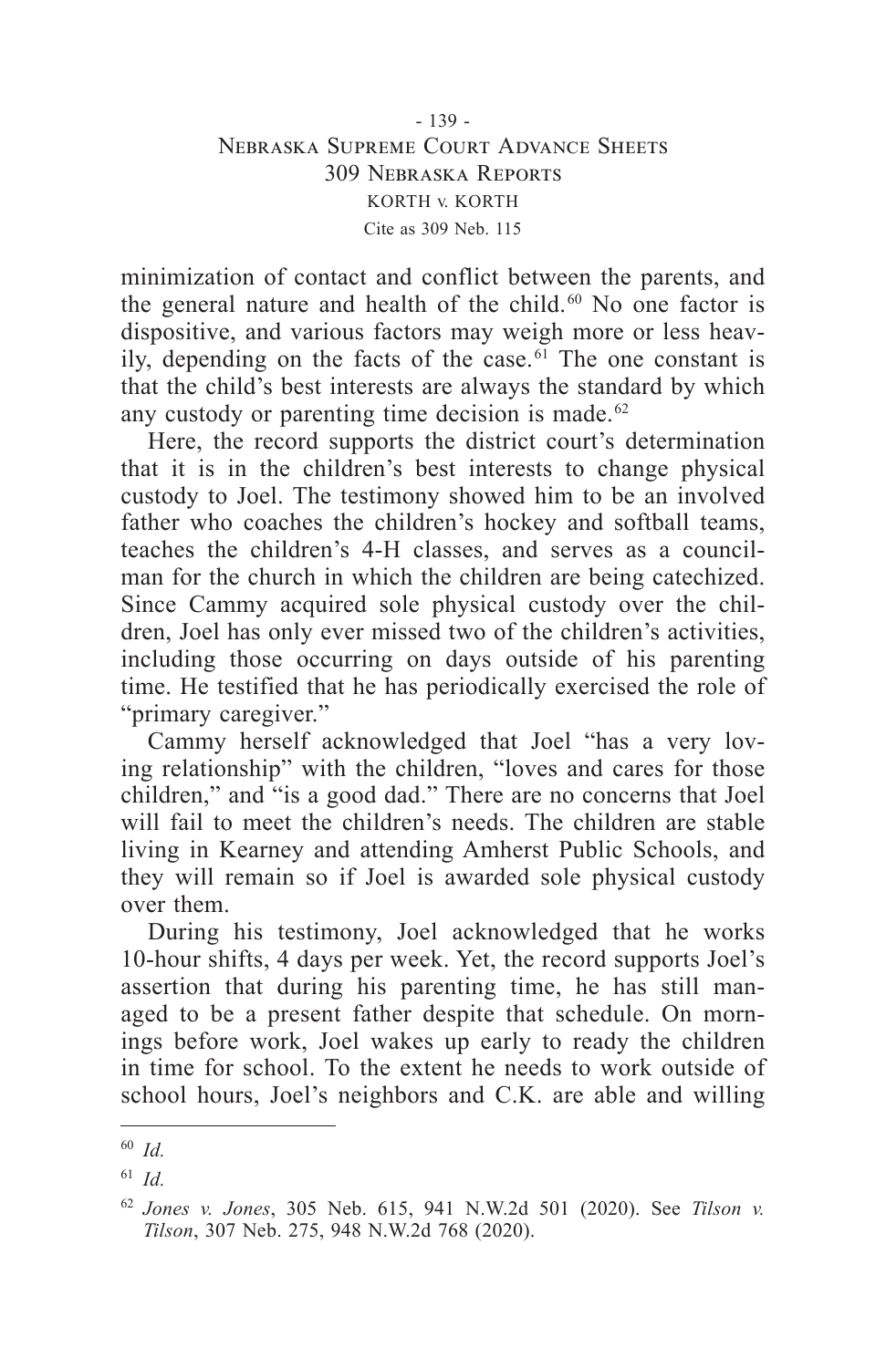minimization of contact and conflict between the parents, and the general nature and health of the child.[60] No one factor is dispositive, and various factors may weigh more or less heavily, depending on the facts of the case.[61] The one constant is that the child's best interests are always the standard by which any custody or parenting time decision is made.[62]

Here, the record supports the district court's determination that it is in the children's best interests to change physical custody to Joel. The testimony showed him to be an involved father who coaches the children's hockey and softball teams, teaches the children's 4-H classes, and serves as a councilman for the church in which the children are being catechized. Since Cammy acquired sole physical custody over the children, Joel has only ever missed two of the children's activities, including those occurring on days outside of his parenting time. He testified that he has periodically exercised the role of "primary caregiver."

Cammy herself acknowledged that Joel "has a very loving relationship" with the children, "loves and cares for those children," and "is a good dad." There are no concerns that Joel will fail to meet the children's needs. The children are stable living in Kearney and attending Amherst Public Schools, and they will remain so if Joel is awarded sole physical custody over them.

During his testimony, Joel acknowledged that he works 10-hour shifts, 4 days per week. Yet, the record supports Joel's assertion that during his parenting time, he has still managed to be a present father despite that schedule. On mornings before work, Joel wakes up early to ready the children in time for school. To the extent he needs to work outside of school hours, Joel's neighbors and C.K. are able and willing

---

[60] *Id.*

[61] *Id.*

[62] *Jones v. Jones*, 305 Neb. 615, 941 N.W.2d 501 (2020). See *Tilson v. Tilson*, 307 Neb. 275, 948 N.W.2d 768 (2020).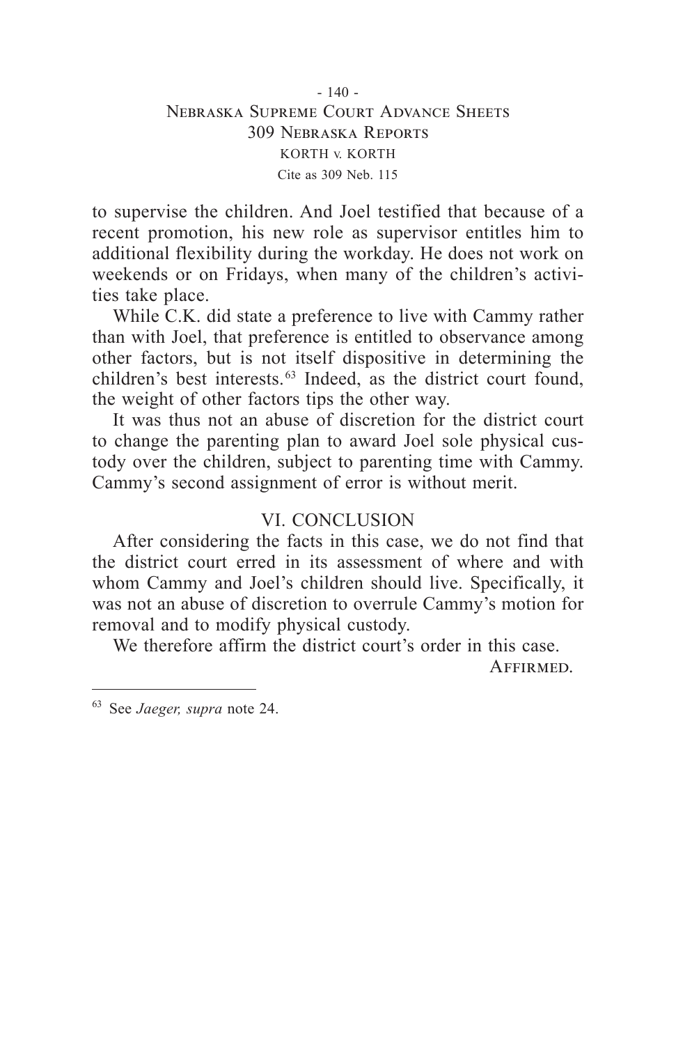to supervise the children. And Joel testified that because of a recent promotion, his new role as supervisor entitles him to additional flexibility during the workday. He does not work on weekends or on Fridays, when many of the children's activities take place.

While C.K. did state a preference to live with Cammy rather than with Joel, that preference is entitled to observance among other factors, but is not itself dispositive in determining the children's best interests.[63] Indeed, as the district court found, the weight of other factors tips the other way.

It was thus not an abuse of discretion for the district court to change the parenting plan to award Joel sole physical custody over the children, subject to parenting time with Cammy. Cammy's second assignment of error is without merit.

## VI. CONCLUSION

After considering the facts in this case, we do not find that the district court erred in its assessment of where and with whom Cammy and Joel's children should live. Specifically, it was not an abuse of discretion to overrule Cammy's motion for removal and to modify physical custody.

We therefore affirm the district court's order in this case.

Affirmed.

---

[63] See *Jaeger, supra* note 24.